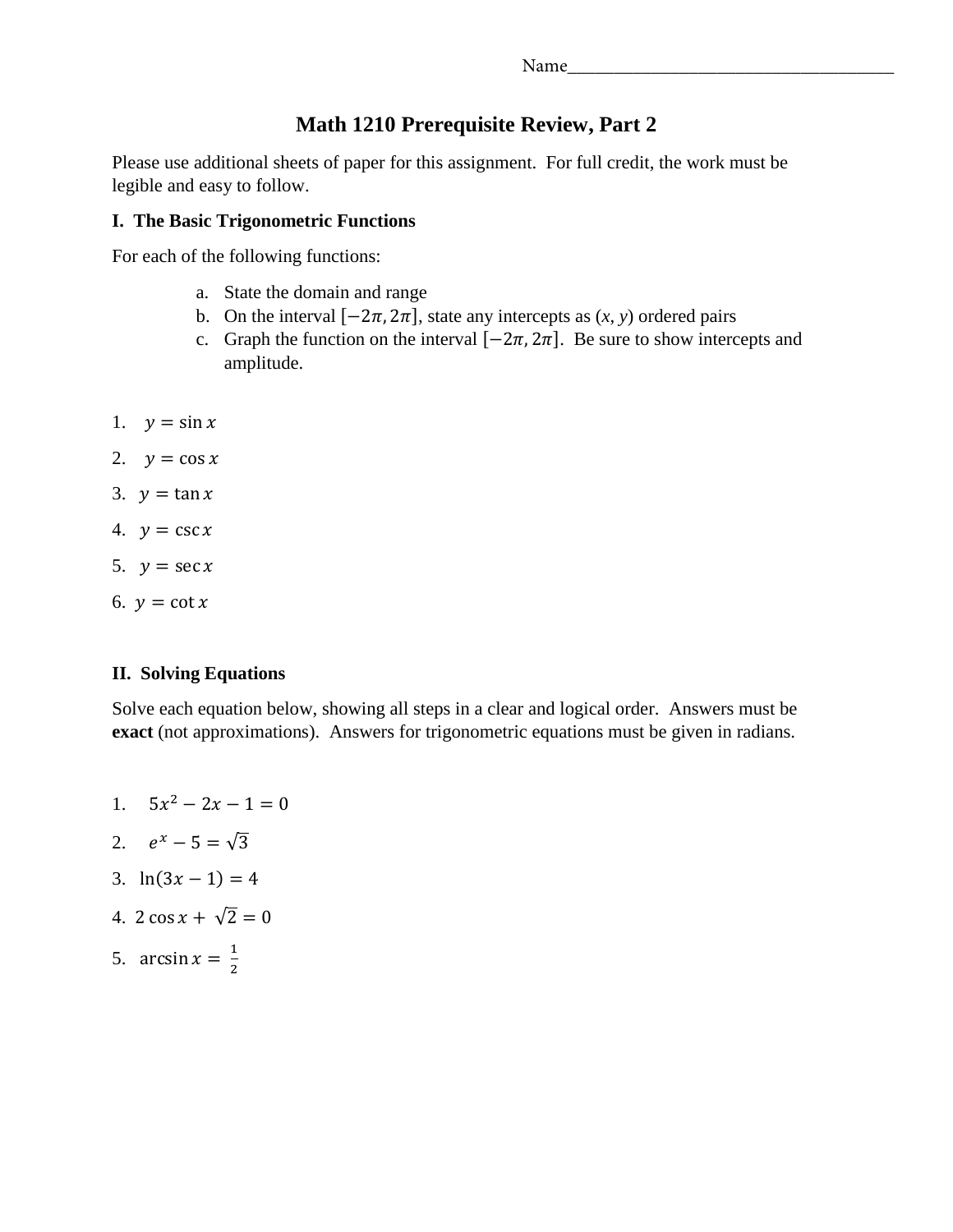Name______________________________________

# Math 1210 Prerequisite Review, Part 2

Please use additional sheets of paper for this assignment. For full credit, the work must be legible and easy to follow.

**I. The Basic Trigonometric Functions**

For each of the following functions:

a. State the domain and range
b. On the interval $[-2\pi, 2\pi]$, state any intercepts as (*x*, *y*) ordered pairs
c. Graph the function on the interval $[-2\pi, 2\pi]$. Be sure to show intercepts and amplitude.

1. $y = \sin x$
2. $y = \cos x$
3. $y = \tan x$
4. $y = \csc x$
5. $y = \sec x$
6. $y = \cot x$

**II. Solving Equations**

Solve each equation below, showing all steps in a clear and logical order. Answers must be **exact** (not approximations). Answers for trigonometric equations must be given in radians.

1. $5x^2 - 2x - 1 = 0$
2. $e^x - 5 = \sqrt{3}$
3. $\ln(3x - 1) = 4$
4. $2\cos x + \sqrt{2} = 0$
5. $\arcsin x = \frac{1}{2}$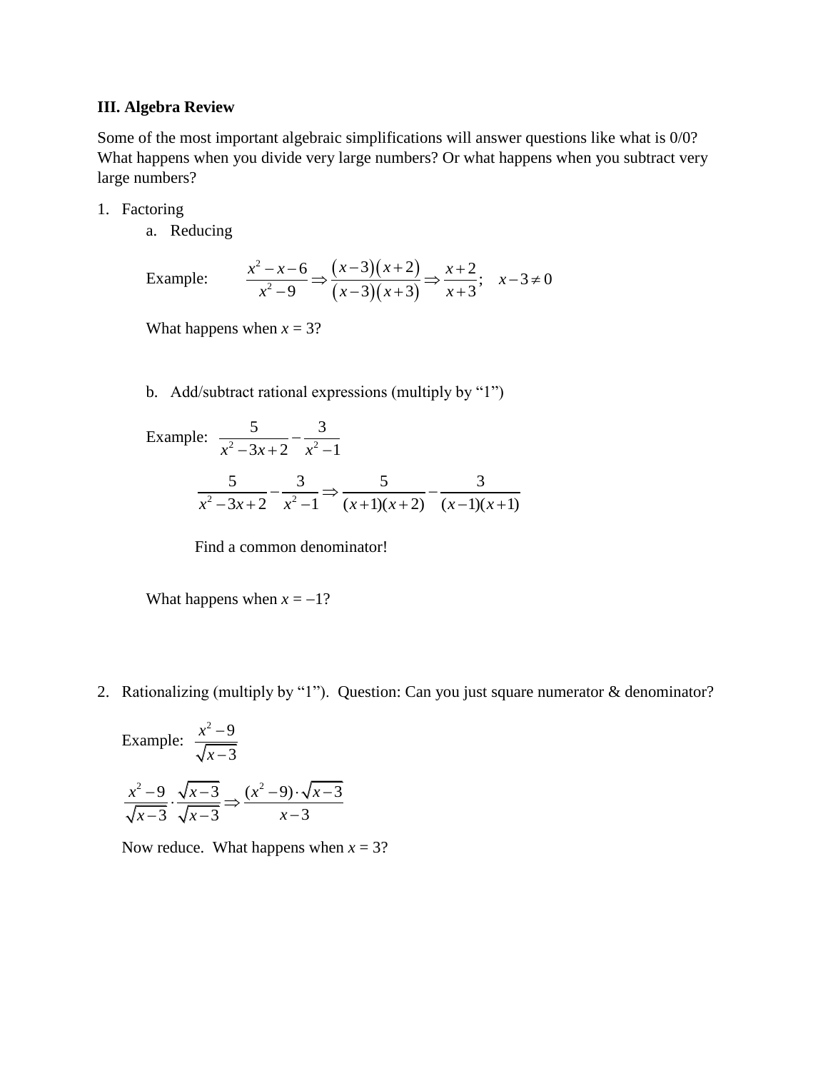**III. Algebra Review**

Some of the most important algebraic simplifications will answer questions like what is 0/0? What happens when you divide very large numbers? Or what happens when you subtract very large numbers?

1. Factoring
   a. Reducing

   Example: $$\frac{x^2-x-6}{x^2-9} \Rightarrow \frac{(x-3)(x+2)}{(x-3)(x+3)} \Rightarrow \frac{x+2}{x+3}; \quad x-3 \neq 0$$

   What happens when $x = 3$?

   b. Add/subtract rational expressions (multiply by "1")

   Example: $$\frac{5}{x^2-3x+2} - \frac{3}{x^2-1}$$

   $$\frac{5}{x^2-3x+2} - \frac{3}{x^2-1} \Rightarrow \frac{5}{(x+1)(x+2)} - \frac{3}{(x-1)(x+1)}$$

   Find a common denominator!

   What happens when $x = -1$?

2. Rationalizing (multiply by "1"). Question: Can you just square numerator & denominator?

   Example: $$\frac{x^2-9}{\sqrt{x-3}}$$

   $$\frac{x^2-9}{\sqrt{x-3}} \cdot \frac{\sqrt{x-3}}{\sqrt{x-3}} \Rightarrow \frac{(x^2-9)\cdot\sqrt{x-3}}{x-3}$$

   Now reduce. What happens when $x = 3$?